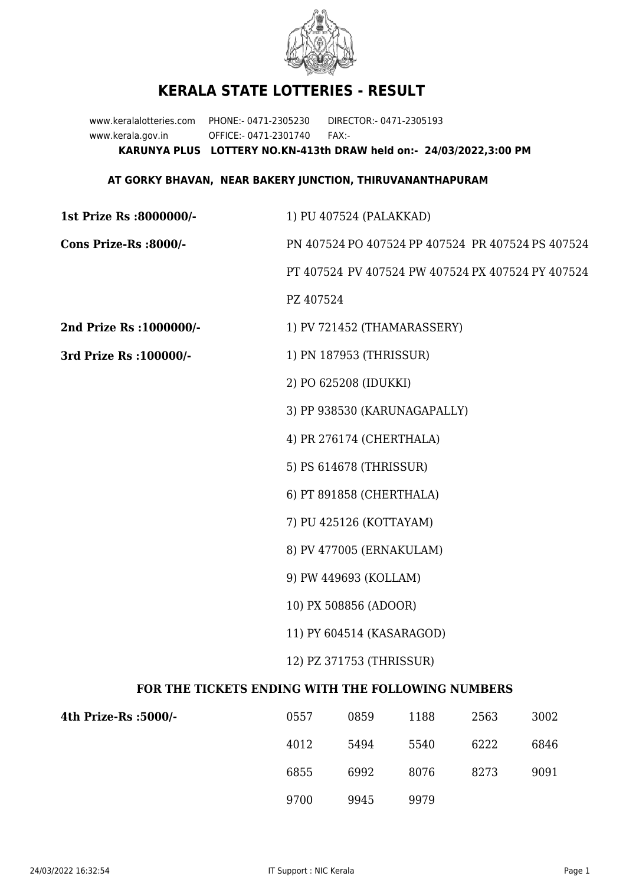# KERALA STATE LOTTERIES - RESULT

www.keralalotteries.com PHONE:- 0471-2305230 DIRECTOR:- 0471-2305193
www.kerala.gov.in OFFICE:- 0471-2301740 FAX:-

**KARUNYA PLUS LOTTERY NO.KN-413th DRAW held on:- 24/03/2022,3:00 PM**

**AT GORKY BHAVAN, NEAR BAKERY JUNCTION, THIRUVANANTHAPURAM**

**1st Prize Rs :8000000/-** 1) PU 407524 (PALAKKAD)

**Cons Prize-Rs :8000/-** PN 407524 PO 407524 PP 407524 PR 407524 PS 407524 PT 407524 PV 407524 PW 407524 PX 407524 PY 407524 PZ 407524

**2nd Prize Rs :1000000/-** 1) PV 721452 (THAMARASSERY)

**3rd Prize Rs :100000/-**

1) PN 187953 (THRISSUR)
2) PO 625208 (IDUKKI)
3) PP 938530 (KARUNAGAPALLY)
4) PR 276174 (CHERTHALA)
5) PS 614678 (THRISSUR)
6) PT 891858 (CHERTHALA)
7) PU 425126 (KOTTAYAM)
8) PV 477005 (ERNAKULAM)
9) PW 449693 (KOLLAM)
10) PX 508856 (ADOOR)
11) PY 604514 (KASARAGOD)
12) PZ 371753 (THRISSUR)

## FOR THE TICKETS ENDING WITH THE FOLLOWING NUMBERS

**4th Prize-Rs :5000/-**

| | | | | |
|---|---|---|---|---|
| 0557 | 0859 | 1188 | 2563 | 3002 |
| 4012 | 5494 | 5540 | 6222 | 6846 |
| 6855 | 6992 | 8076 | 8273 | 9091 |
| 9700 | 9945 | 9979 | | |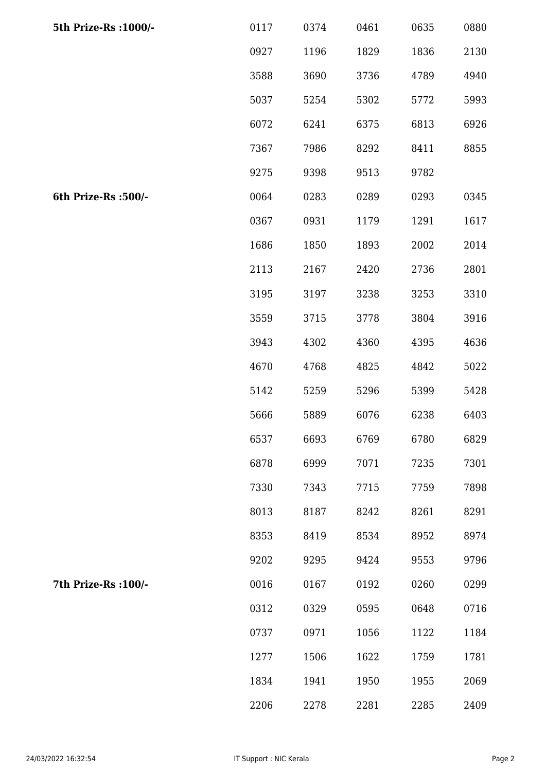| | | | | | |
|---|---|---|---|---|---|
| **5th Prize-Rs :1000/-** | 0117 | 0374 | 0461 | 0635 | 0880 |
| | 0927 | 1196 | 1829 | 1836 | 2130 |
| | 3588 | 3690 | 3736 | 4789 | 4940 |
| | 5037 | 5254 | 5302 | 5772 | 5993 |
| | 6072 | 6241 | 6375 | 6813 | 6926 |
| | 7367 | 7986 | 8292 | 8411 | 8855 |
| | 9275 | 9398 | 9513 | 9782 | |
| **6th Prize-Rs :500/-** | 0064 | 0283 | 0289 | 0293 | 0345 |
| | 0367 | 0931 | 1179 | 1291 | 1617 |
| | 1686 | 1850 | 1893 | 2002 | 2014 |
| | 2113 | 2167 | 2420 | 2736 | 2801 |
| | 3195 | 3197 | 3238 | 3253 | 3310 |
| | 3559 | 3715 | 3778 | 3804 | 3916 |
| | 3943 | 4302 | 4360 | 4395 | 4636 |
| | 4670 | 4768 | 4825 | 4842 | 5022 |
| | 5142 | 5259 | 5296 | 5399 | 5428 |
| | 5666 | 5889 | 6076 | 6238 | 6403 |
| | 6537 | 6693 | 6769 | 6780 | 6829 |
| | 6878 | 6999 | 7071 | 7235 | 7301 |
| | 7330 | 7343 | 7715 | 7759 | 7898 |
| | 8013 | 8187 | 8242 | 8261 | 8291 |
| | 8353 | 8419 | 8534 | 8952 | 8974 |
| | 9202 | 9295 | 9424 | 9553 | 9796 |
| **7th Prize-Rs :100/-** | 0016 | 0167 | 0192 | 0260 | 0299 |
| | 0312 | 0329 | 0595 | 0648 | 0716 |
| | 0737 | 0971 | 1056 | 1122 | 1184 |
| | 1277 | 1506 | 1622 | 1759 | 1781 |
| | 1834 | 1941 | 1950 | 1955 | 2069 |
| | 2206 | 2278 | 2281 | 2285 | 2409 |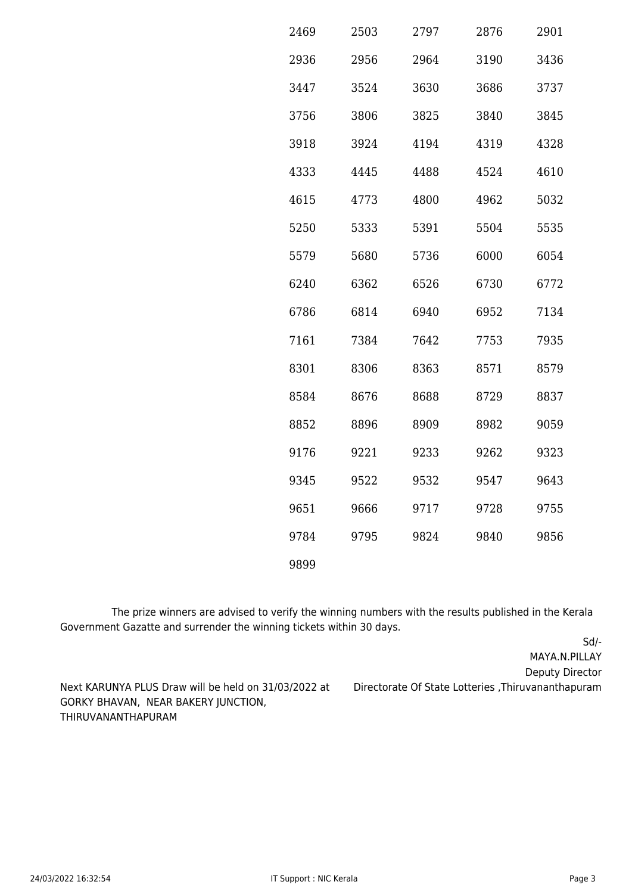| | | | | |
|---|---|---|---|---|
| 2469 | 2503 | 2797 | 2876 | 2901 |
| 2936 | 2956 | 2964 | 3190 | 3436 |
| 3447 | 3524 | 3630 | 3686 | 3737 |
| 3756 | 3806 | 3825 | 3840 | 3845 |
| 3918 | 3924 | 4194 | 4319 | 4328 |
| 4333 | 4445 | 4488 | 4524 | 4610 |
| 4615 | 4773 | 4800 | 4962 | 5032 |
| 5250 | 5333 | 5391 | 5504 | 5535 |
| 5579 | 5680 | 5736 | 6000 | 6054 |
| 6240 | 6362 | 6526 | 6730 | 6772 |
| 6786 | 6814 | 6940 | 6952 | 7134 |
| 7161 | 7384 | 7642 | 7753 | 7935 |
| 8301 | 8306 | 8363 | 8571 | 8579 |
| 8584 | 8676 | 8688 | 8729 | 8837 |
| 8852 | 8896 | 8909 | 8982 | 9059 |
| 9176 | 9221 | 9233 | 9262 | 9323 |
| 9345 | 9522 | 9532 | 9547 | 9643 |
| 9651 | 9666 | 9717 | 9728 | 9755 |
| 9784 | 9795 | 9824 | 9840 | 9856 |
| 9899 | | | | |

The prize winners are advised to verify the winning numbers with the results published in the Kerala Government Gazatte and surrender the winning tickets within 30 days.

Sd/-
MAYA.N.PILLAY
Deputy Director
Directorate Of State Lotteries ,Thiruvananthapuram

Next KARUNYA PLUS Draw will be held on 31/03/2022 at GORKY BHAVAN, NEAR BAKERY JUNCTION, THIRUVANANTHAPURAM